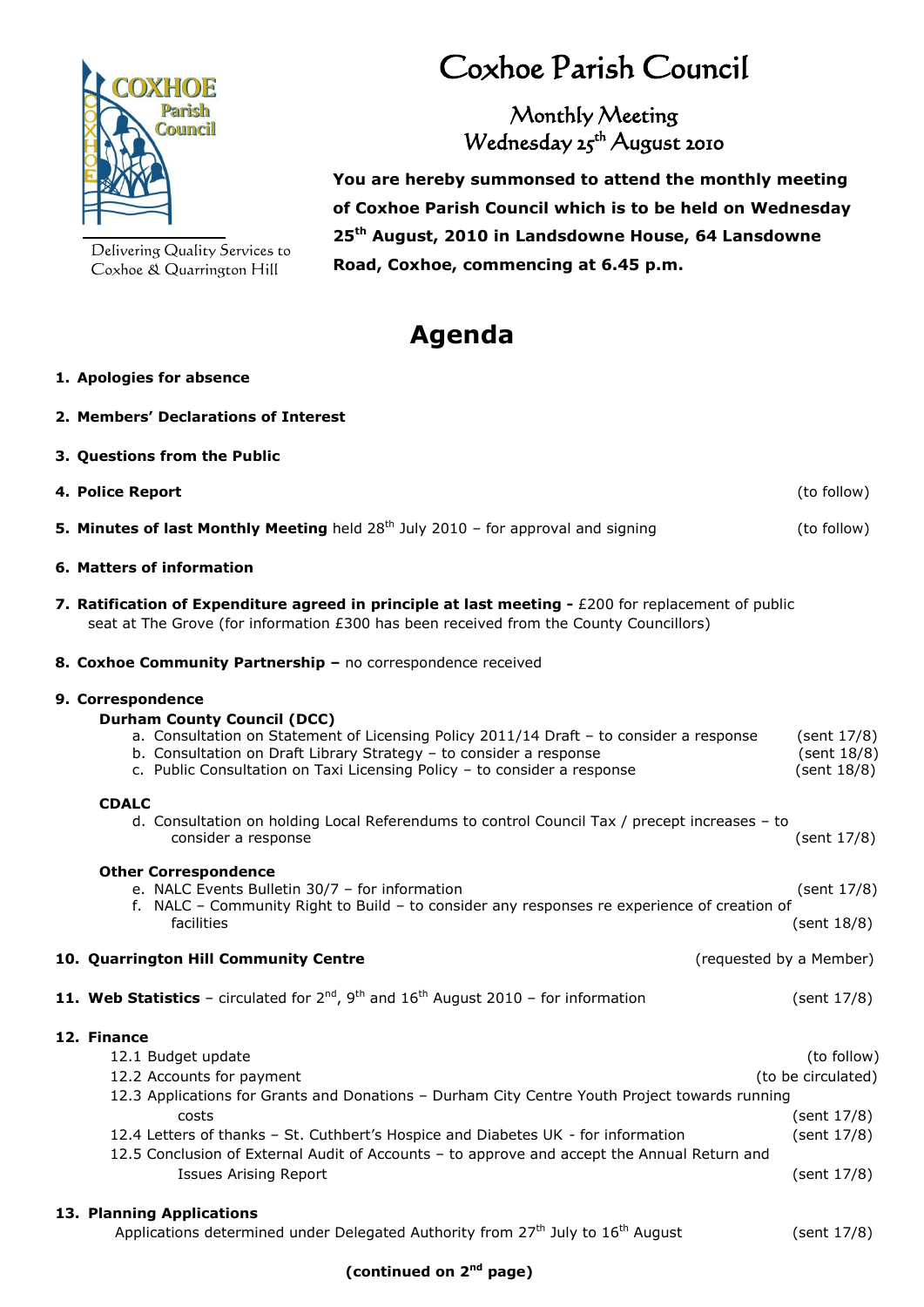# Coxhoe Parish Council

Delivering Quality Services to Coxhoe & Quarrington Hill

## Monthly Meeting
## Wednesday 25th August 2010

**You are hereby summonsed to attend the monthly meeting of Coxhoe Parish Council which is to be held on Wednesday 25th August, 2010 in Landsdowne House, 64 Lansdowne Road, Coxhoe, commencing at 6.45 p.m.**

# Agenda

1. **Apologies for absence**

2. **Members' Declarations of Interest**

3. **Questions from the Public**

4. **Police Report** (to follow)

5. **Minutes of last Monthly Meeting** held 28th July 2010 – for approval and signing (to follow)

6. **Matters of information**

7. **Ratification of Expenditure agreed in principle at last meeting -** £200 for replacement of public seat at The Grove (for information £300 has been received from the County Councillors)

8. **Coxhoe Community Partnership –** no correspondence received

9. **Correspondence**

   **Durham County Council (DCC)**
   
   a. Consultation on Statement of Licensing Policy 2011/14 Draft – to consider a response (sent 17/8)
   b. Consultation on Draft Library Strategy – to consider a response (sent 18/8)
   c. Public Consultation on Taxi Licensing Policy – to consider a response (sent 18/8)

   **CDALC**
   
   d. Consultation on holding Local Referendums to control Council Tax / precept increases – to consider a response (sent 17/8)

   **Other Correspondence**
   
   e. NALC Events Bulletin 30/7 – for information (sent 17/8)
   f. NALC – Community Right to Build – to consider any responses re experience of creation of facilities (sent 18/8)

10. **Quarrington Hill Community Centre** (requested by a Member)

11. **Web Statistics** – circulated for 2nd, 9th and 16th August 2010 – for information (sent 17/8)

12. **Finance**

    12.1 Budget update (to follow)
    12.2 Accounts for payment (to be circulated)
    12.3 Applications for Grants and Donations – Durham City Centre Youth Project towards running costs (sent 17/8)
    12.4 Letters of thanks – St. Cuthbert's Hospice and Diabetes UK - for information (sent 17/8)
    12.5 Conclusion of External Audit of Accounts – to approve and accept the Annual Return and Issues Arising Report (sent 17/8)

13. **Planning Applications**

    Applications determined under Delegated Authority from 27th July to 16th August (sent 17/8)

**(continued on 2nd page)**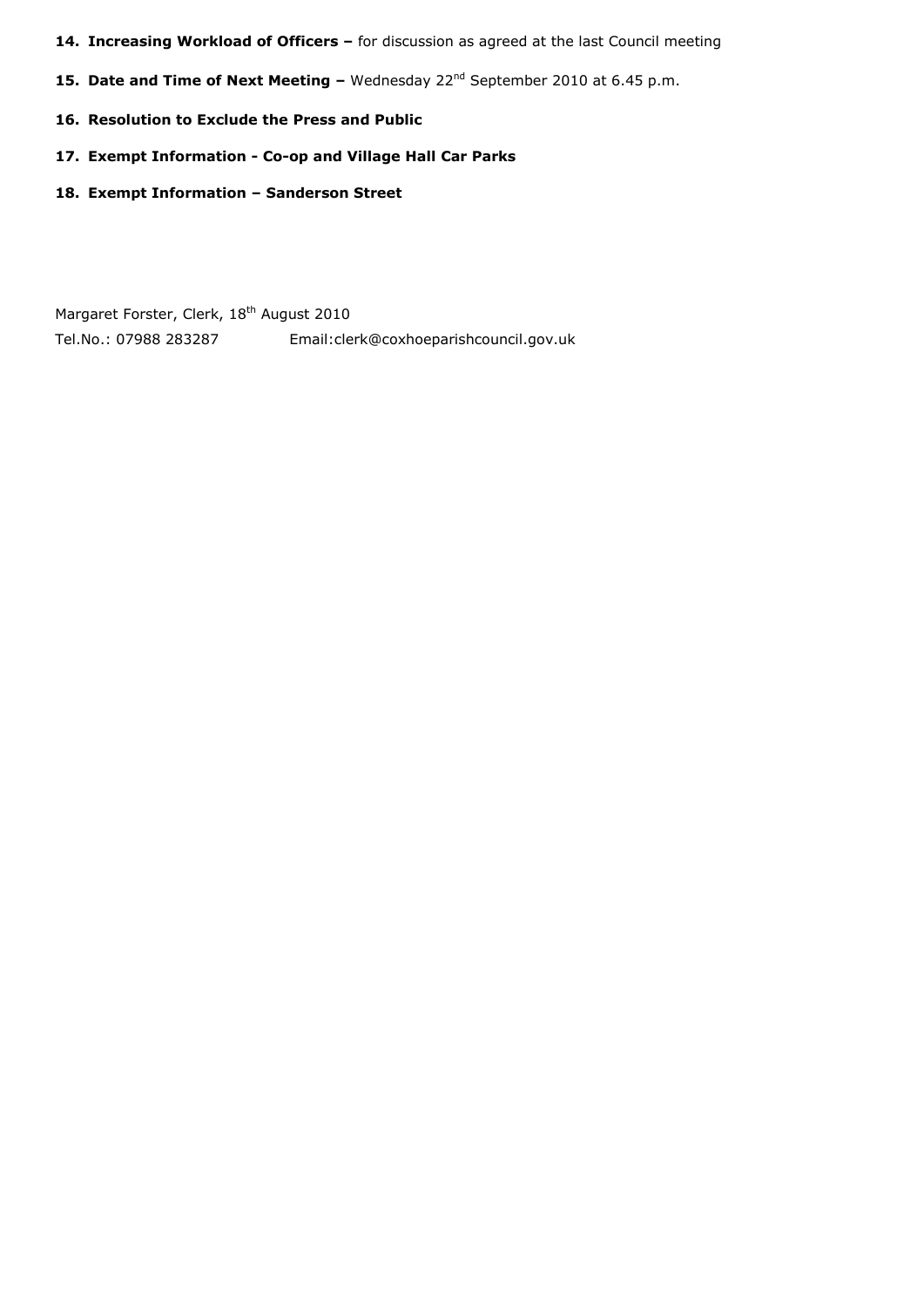14. **Increasing Workload of Officers –** for discussion as agreed at the last Council meeting

15. **Date and Time of Next Meeting –** Wednesday 22nd September 2010 at 6.45 p.m.

16. **Resolution to Exclude the Press and Public**

17. **Exempt Information - Co-op and Village Hall Car Parks**

18. **Exempt Information – Sanderson Street**

Margaret Forster, Clerk, 18th August 2010

Tel.No.: 07988 283287 Email:clerk@coxhoeparishcouncil.gov.uk